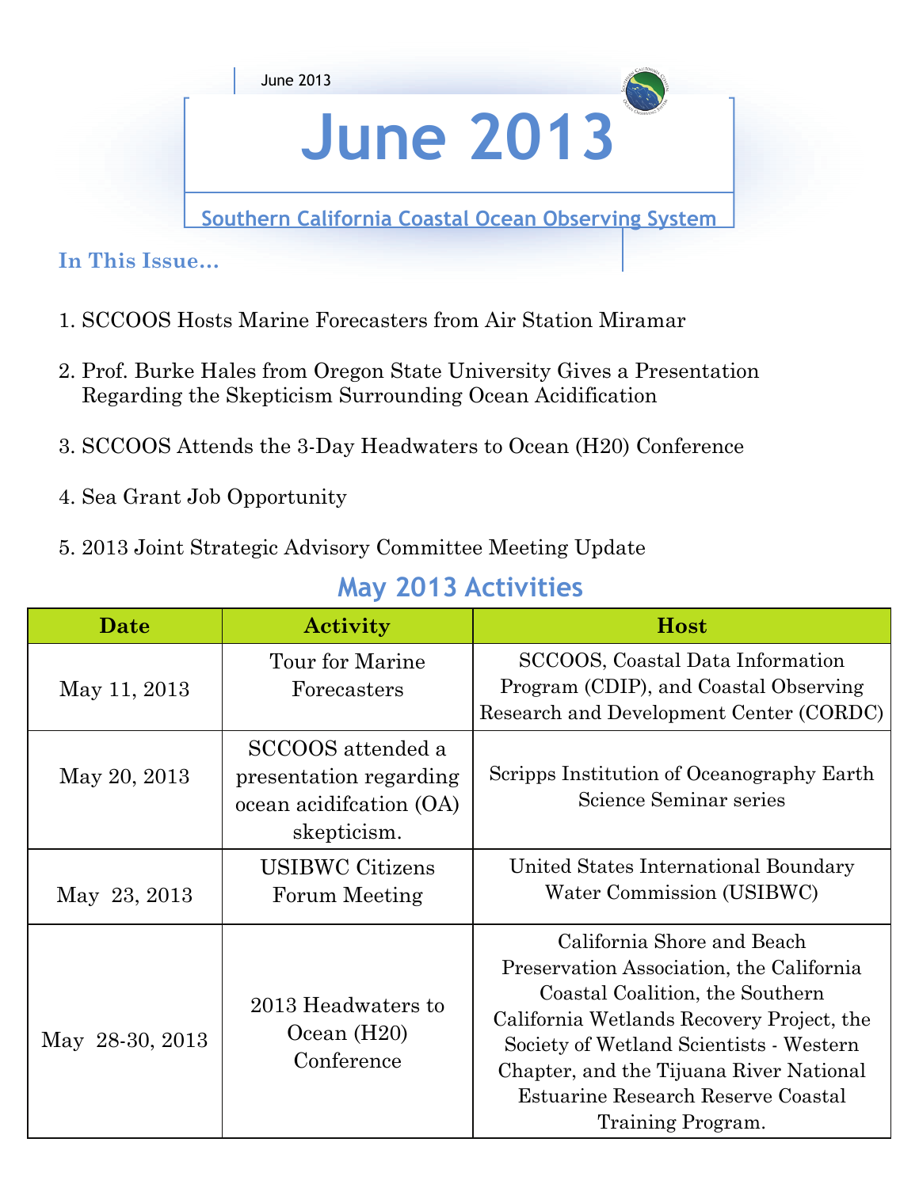# June 2013

## Southern California Coastal Ocean Observing System

### In This Issue...

1. SCCOOS Hosts Marine Forecasters from Air Station Miramar
2. Prof. Burke Hales from Oregon State University Gives a Presentation Regarding the Skepticism Surrounding Ocean Acidification
3. SCCOOS Attends the 3-Day Headwaters to Ocean (H20) Conference
4. Sea Grant Job Opportunity
5. 2013 Joint Strategic Advisory Committee Meeting Update

## May 2013 Activities

| Date | Activity | Host |
|---|---|---|
| May 11, 2013 | Tour for Marine Forecasters | SCCOOS, Coastal Data Information Program (CDIP), and Coastal Observing Research and Development Center (CORDC) |
| May 20, 2013 | SCCOOS attended a presentation regarding ocean acidifcation (OA) skepticism. | Scripps Institution of Oceanography Earth Science Seminar series |
| May 23, 2013 | USIBWC Citizens Forum Meeting | United States International Boundary Water Commission (USIBWC) |
| May 28-30, 2013 | 2013 Headwaters to Ocean (H20) Conference | California Shore and Beach Preservation Association, the California Coastal Coalition, the Southern California Wetlands Recovery Project, the Society of Wetland Scientists - Western Chapter, and the Tijuana River National Estuarine Research Reserve Coastal Training Program. |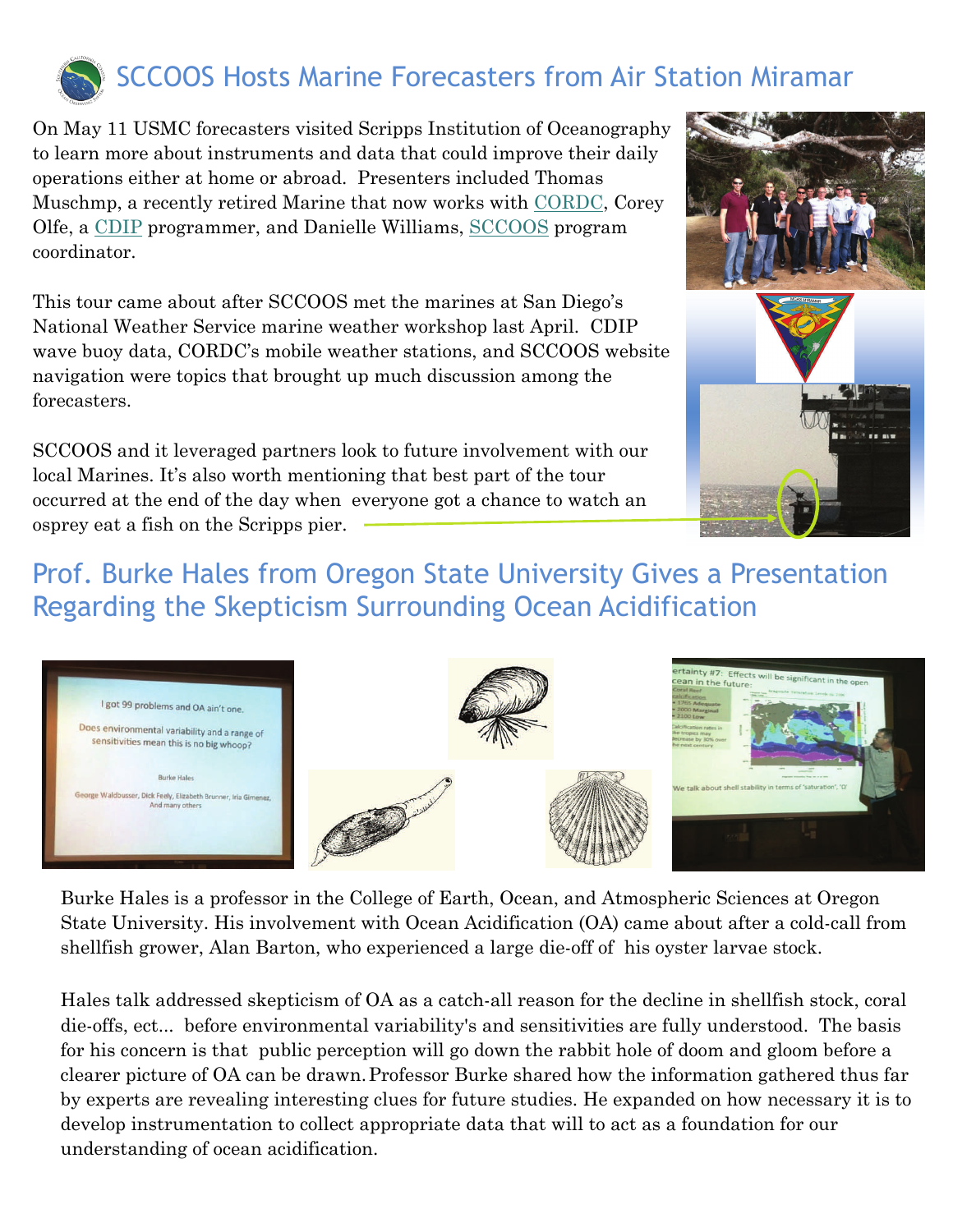## SCCOOS Hosts Marine Forecasters from Air Station Miramar

On May 11 USMC forecasters visited Scripps Institution of Oceanography to learn more about instruments and data that could improve their daily operations either at home or abroad. Presenters included Thomas Muschmp, a recently retired Marine that now works with CORDC, Corey Olfe, a CDIP programmer, and Danielle Williams, SCCOOS program coordinator.

This tour came about after SCCOOS met the marines at San Diego's National Weather Service marine weather workshop last April. CDIP wave buoy data, CORDC's mobile weather stations, and SCCOOS website navigation were topics that brought up much discussion among the forecasters.

SCCOOS and it leveraged partners look to future involvement with our local Marines. It's also worth mentioning that best part of the tour occurred at the end of the day when everyone got a chance to watch an osprey eat a fish on the Scripps pier.

## Prof. Burke Hales from Oregon State University Gives a Presentation Regarding the Skepticism Surrounding Ocean Acidification

Burke Hales is a professor in the College of Earth, Ocean, and Atmospheric Sciences at Oregon State University. His involvement with Ocean Acidification (OA) came about after a cold-call from shellfish grower, Alan Barton, who experienced a large die-off of his oyster larvae stock.

Hales talk addressed skepticism of OA as a catch-all reason for the decline in shellfish stock, coral die-offs, ect... before environmental variability's and sensitivities are fully understood. The basis for his concern is that public perception will go down the rabbit hole of doom and gloom before a clearer picture of OA can be drawn. Professor Burke shared how the information gathered thus far by experts are revealing interesting clues for future studies. He expanded on how necessary it is to develop instrumentation to collect appropriate data that will to act as a foundation for our understanding of ocean acidification.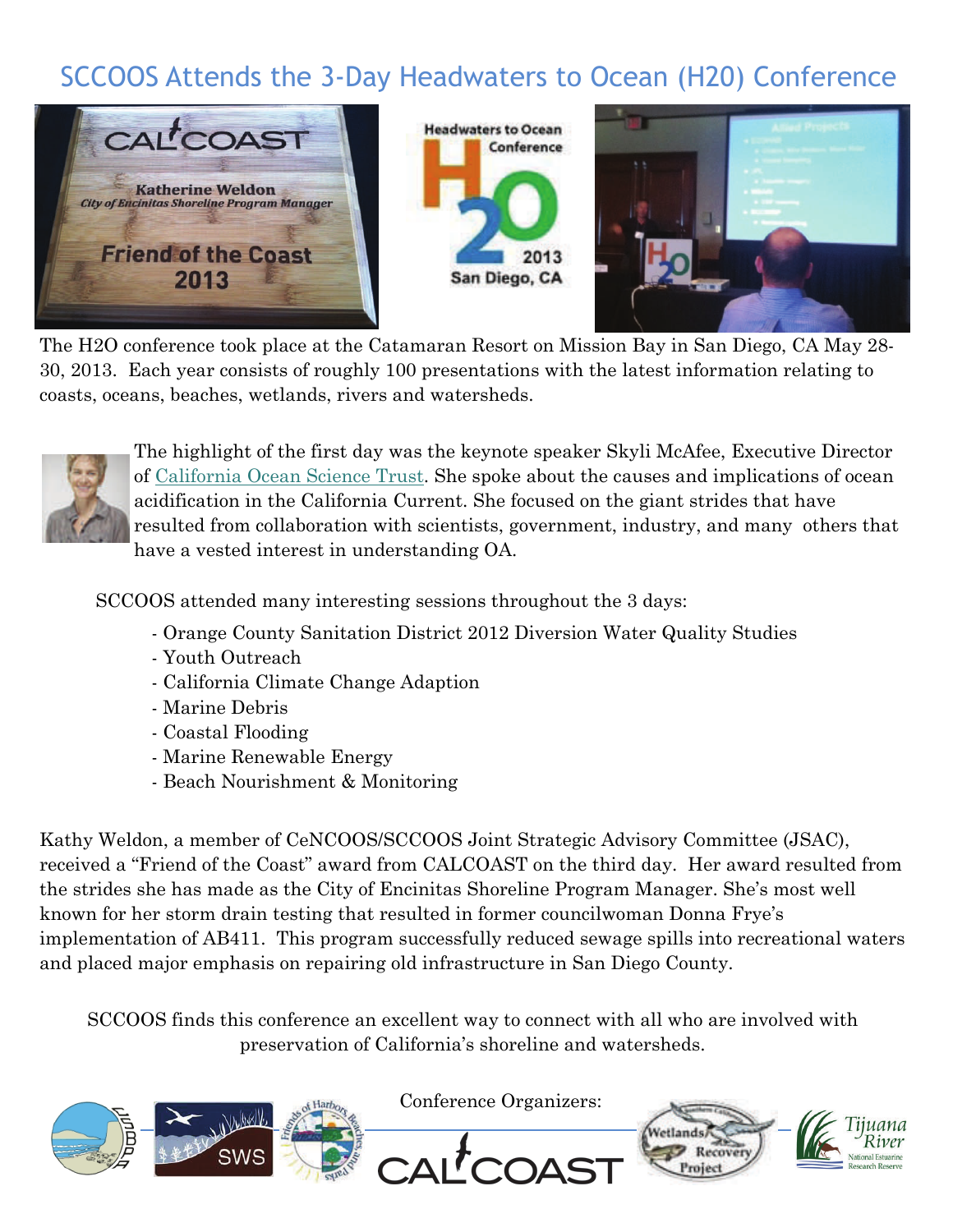# SCCOOS Attends the 3-Day Headwaters to Ocean (H20) Conference

The H2O conference took place at the Catamaran Resort on Mission Bay in San Diego, CA May 28-30, 2013. Each year consists of roughly 100 presentations with the latest information relating to coasts, oceans, beaches, wetlands, rivers and watersheds.

The highlight of the first day was the keynote speaker Skyli McAfee, Executive Director of California Ocean Science Trust. She spoke about the causes and implications of ocean acidification in the California Current. She focused on the giant strides that have resulted from collaboration with scientists, government, industry, and many others that have a vested interest in understanding OA.

SCCOOS attended many interesting sessions throughout the 3 days:

- Orange County Sanitation District 2012 Diversion Water Quality Studies
- Youth Outreach
- California Climate Change Adaption
- Marine Debris
- Coastal Flooding
- Marine Renewable Energy
- Beach Nourishment & Monitoring

Kathy Weldon, a member of CeNCOOS/SCCOOS Joint Strategic Advisory Committee (JSAC), received a "Friend of the Coast" award from CALCOAST on the third day. Her award resulted from the strides she has made as the City of Encinitas Shoreline Program Manager. She's most well known for her storm drain testing that resulted in former councilwoman Donna Frye's implementation of AB411. This program successfully reduced sewage spills into recreational waters and placed major emphasis on repairing old infrastructure in San Diego County.

SCCOOS finds this conference an excellent way to connect with all who are involved with preservation of California's shoreline and watersheds.

Conference Organizers: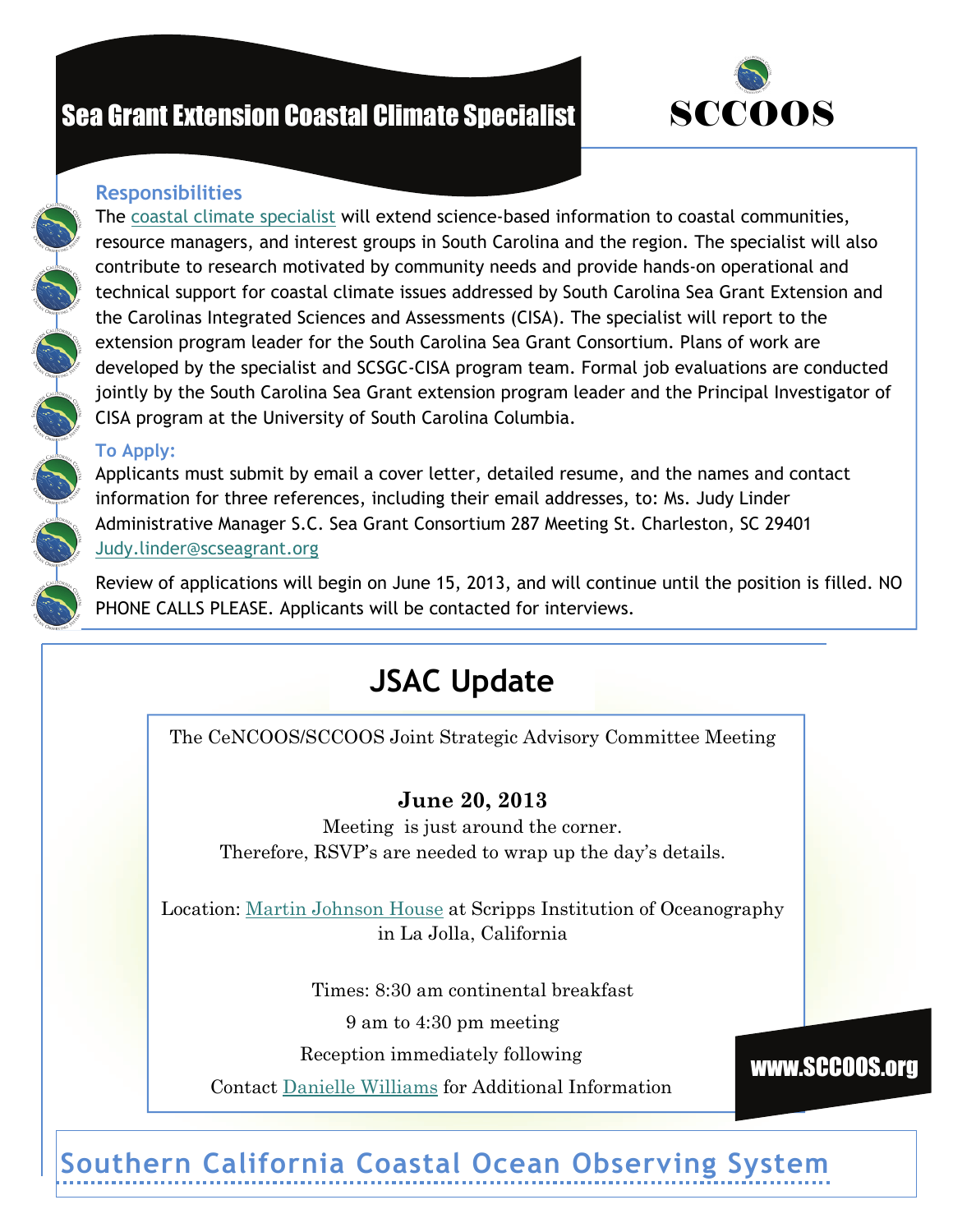## Sea Grant Extension Coastal Climate Specialist

SCCOOS

### Responsibilities

The coastal climate specialist will extend science-based information to coastal communities, resource managers, and interest groups in South Carolina and the region. The specialist will also contribute to research motivated by community needs and provide hands-on operational and technical support for coastal climate issues addressed by South Carolina Sea Grant Extension and the Carolinas Integrated Sciences and Assessments (CISA). The specialist will report to the extension program leader for the South Carolina Sea Grant Consortium. Plans of work are developed by the specialist and SCSGC-CISA program team. Formal job evaluations are conducted jointly by the South Carolina Sea Grant extension program leader and the Principal Investigator of CISA program at the University of South Carolina Columbia.

### To Apply:

Applicants must submit by email a cover letter, detailed resume, and the names and contact information for three references, including their email addresses, to: Ms. Judy Linder Administrative Manager S.C. Sea Grant Consortium 287 Meeting St. Charleston, SC 29401 Judy.linder@scseagrant.org

Review of applications will begin on June 15, 2013, and will continue until the position is filled. NO PHONE CALLS PLEASE. Applicants will be contacted for interviews.

## JSAC Update

The CeNCOOS/SCCOOS Joint Strategic Advisory Committee Meeting

**June 20, 2013**

Meeting is just around the corner.
Therefore, RSVP's are needed to wrap up the day's details.

Location: Martin Johnson House at Scripps Institution of Oceanography in La Jolla, California

Times: 8:30 am continental breakfast

9 am to 4:30 pm meeting

Reception immediately following

Contact Danielle Williams for Additional Information

www.SCCOOS.org

Southern California Coastal Ocean Observing System